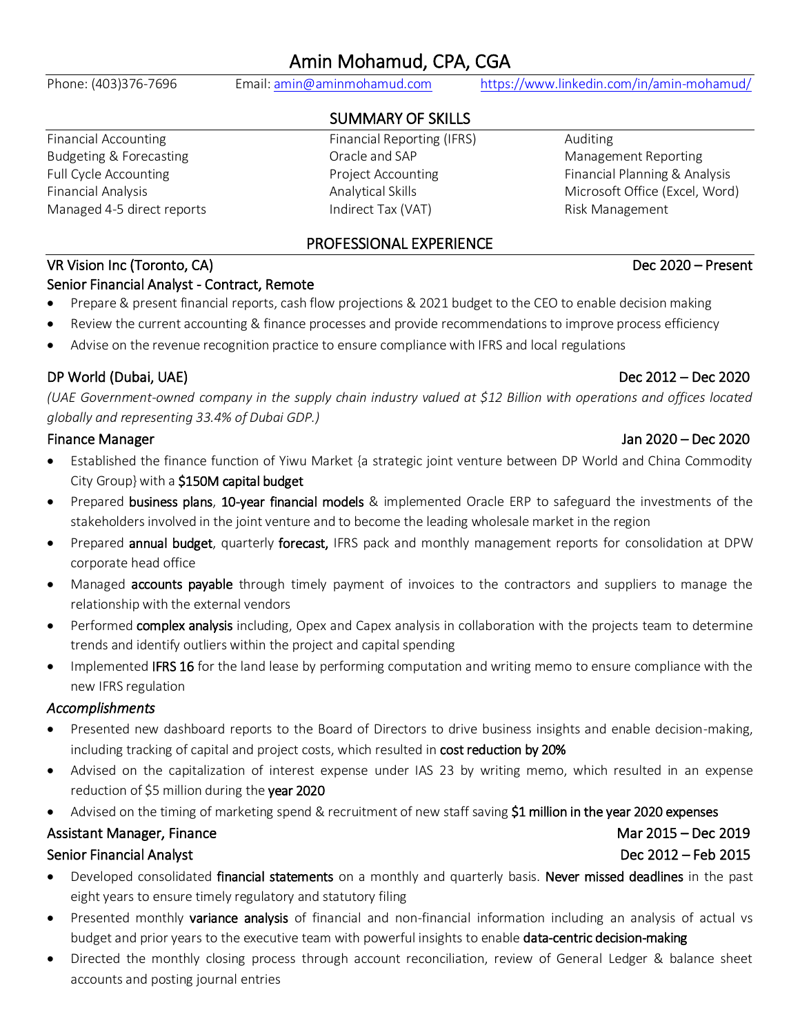# Amin Mohamud, CPA, CGA

Phone: (403)376-7696 Email: amin@aminmohamud.com https://www.linkedin.com/in/amin-mohamud/

## SUMMARY OF SKILLS

| | | |
|---|---|---|
| Financial Accounting | Financial Reporting (IFRS) | Auditing |
| Budgeting & Forecasting | Oracle and SAP | Management Reporting |
| Full Cycle Accounting | Project Accounting | Financial Planning & Analysis |
| Financial Analysis | Analytical Skills | Microsoft Office (Excel, Word) |
| Managed 4-5 direct reports | Indirect Tax (VAT) | Risk Management |

## PROFESSIONAL EXPERIENCE

### VR Vision Inc (Toronto, CA) — Dec 2020 – Present

**Senior Financial Analyst - Contract, Remote**

- Prepare & present financial reports, cash flow projections & 2021 budget to the CEO to enable decision making
- Review the current accounting & finance processes and provide recommendations to improve process efficiency
- Advise on the revenue recognition practice to ensure compliance with IFRS and local regulations

### DP World (Dubai, UAE) — Dec 2012 – Dec 2020

*(UAE Government-owned company in the supply chain industry valued at $12 Billion with operations and offices located globally and representing 33.4% of Dubai GDP.)*

**Finance Manager** — Jan 2020 – Dec 2020

- Established the finance function of Yiwu Market {a strategic joint venture between DP World and China Commodity City Group} with a $150M capital budget
- Prepared business plans, 10-year financial models & implemented Oracle ERP to safeguard the investments of the stakeholders involved in the joint venture and to become the leading wholesale market in the region
- Prepared annual budget, quarterly forecast, IFRS pack and monthly management reports for consolidation at DPW corporate head office
- Managed accounts payable through timely payment of invoices to the contractors and suppliers to manage the relationship with the external vendors
- Performed complex analysis including, Opex and Capex analysis in collaboration with the projects team to determine trends and identify outliers within the project and capital spending
- Implemented IFRS 16 for the land lease by performing computation and writing memo to ensure compliance with the new IFRS regulation

*Accomplishments*

- Presented new dashboard reports to the Board of Directors to drive business insights and enable decision-making, including tracking of capital and project costs, which resulted in cost reduction by 20%
- Advised on the capitalization of interest expense under IAS 23 by writing memo, which resulted in an expense reduction of $5 million during the year 2020
- Advised on the timing of marketing spend & recruitment of new staff saving $1 million in the year 2020 expenses

**Assistant Manager, Finance** — Mar 2015 – Dec 2019

**Senior Financial Analyst** — Dec 2012 – Feb 2015

- Developed consolidated financial statements on a monthly and quarterly basis. Never missed deadlines in the past eight years to ensure timely regulatory and statutory filing
- Presented monthly variance analysis of financial and non-financial information including an analysis of actual vs budget and prior years to the executive team with powerful insights to enable data-centric decision-making
- Directed the monthly closing process through account reconciliation, review of General Ledger & balance sheet accounts and posting journal entries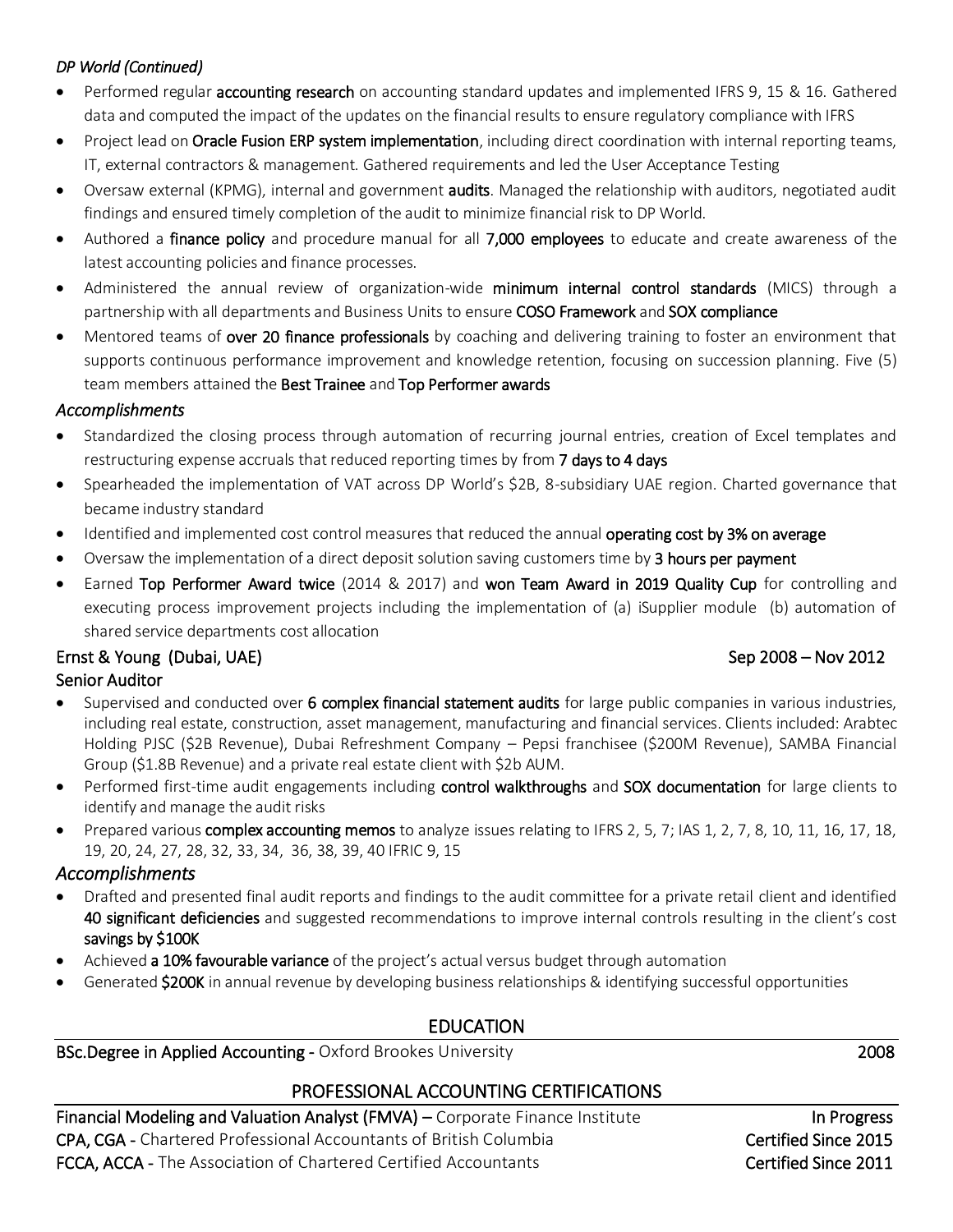*DP World (Continued)*

- Performed regular **accounting research** on accounting standard updates and implemented IFRS 9, 15 & 16. Gathered data and computed the impact of the updates on the financial results to ensure regulatory compliance with IFRS
- Project lead on **Oracle Fusion ERP system implementation**, including direct coordination with internal reporting teams, IT, external contractors & management. Gathered requirements and led the User Acceptance Testing
- Oversaw external (KPMG), internal and government **audits**. Managed the relationship with auditors, negotiated audit findings and ensured timely completion of the audit to minimize financial risk to DP World.
- Authored a **finance policy** and procedure manual for all **7,000 employees** to educate and create awareness of the latest accounting policies and finance processes.
- Administered the annual review of organization-wide **minimum internal control standards** (MICS) through a partnership with all departments and Business Units to ensure **COSO Framework** and **SOX compliance**
- Mentored teams of **over 20 finance professionals** by coaching and delivering training to foster an environment that supports continuous performance improvement and knowledge retention, focusing on succession planning. Five (5) team members attained the **Best Trainee** and **Top Performer awards**

### *Accomplishments*

- Standardized the closing process through automation of recurring journal entries, creation of Excel templates and restructuring expense accruals that reduced reporting times by from **7 days to 4 days**
- Spearheaded the implementation of VAT across DP World's $2B, 8-subsidiary UAE region. Charted governance that became industry standard
- Identified and implemented cost control measures that reduced the annual **operating cost by 3% on average**
- Oversaw the implementation of a direct deposit solution saving customers time by **3 hours per payment**
- Earned **Top Performer Award twice** (2014 & 2017) and **won Team Award in 2019 Quality Cup** for controlling and executing process improvement projects including the implementation of (a) iSupplier module (b) automation of shared service departments cost allocation

**Ernst & Young (Dubai, UAE)** — Sep 2008 – Nov 2012

**Senior Auditor**

- Supervised and conducted over **6 complex financial statement audits** for large public companies in various industries, including real estate, construction, asset management, manufacturing and financial services. Clients included: Arabtec Holding PJSC ($2B Revenue), Dubai Refreshment Company – Pepsi franchisee ($200M Revenue), SAMBA Financial Group ($1.8B Revenue) and a private real estate client with $2b AUM.
- Performed first-time audit engagements including **control walkthroughs** and **SOX documentation** for large clients to identify and manage the audit risks
- Prepared various **complex accounting memos** to analyze issues relating to IFRS 2, 5, 7; IAS 1, 2, 7, 8, 10, 11, 16, 17, 18, 19, 20, 24, 27, 28, 32, 33, 34, 36, 38, 39, 40 IFRIC 9, 15

### *Accomplishments*

- Drafted and presented final audit reports and findings to the audit committee for a private retail client and identified **40 significant deficiencies** and suggested recommendations to improve internal controls resulting in the client's cost **savings by $100K**
- Achieved **a 10% favourable variance** of the project's actual versus budget through automation
- Generated **$200K** in annual revenue by developing business relationships & identifying successful opportunities

## EDUCATION

**BSc.Degree in Applied Accounting -** Oxford Brookes University — 2008

## PROFESSIONAL ACCOUNTING CERTIFICATIONS

**Financial Modeling and Valuation Analyst (FMVA) –** Corporate Finance Institute — In Progress

**CPA, CGA -** Chartered Professional Accountants of British Columbia — Certified Since 2015

**FCCA, ACCA -** The Association of Chartered Certified Accountants — Certified Since 2011